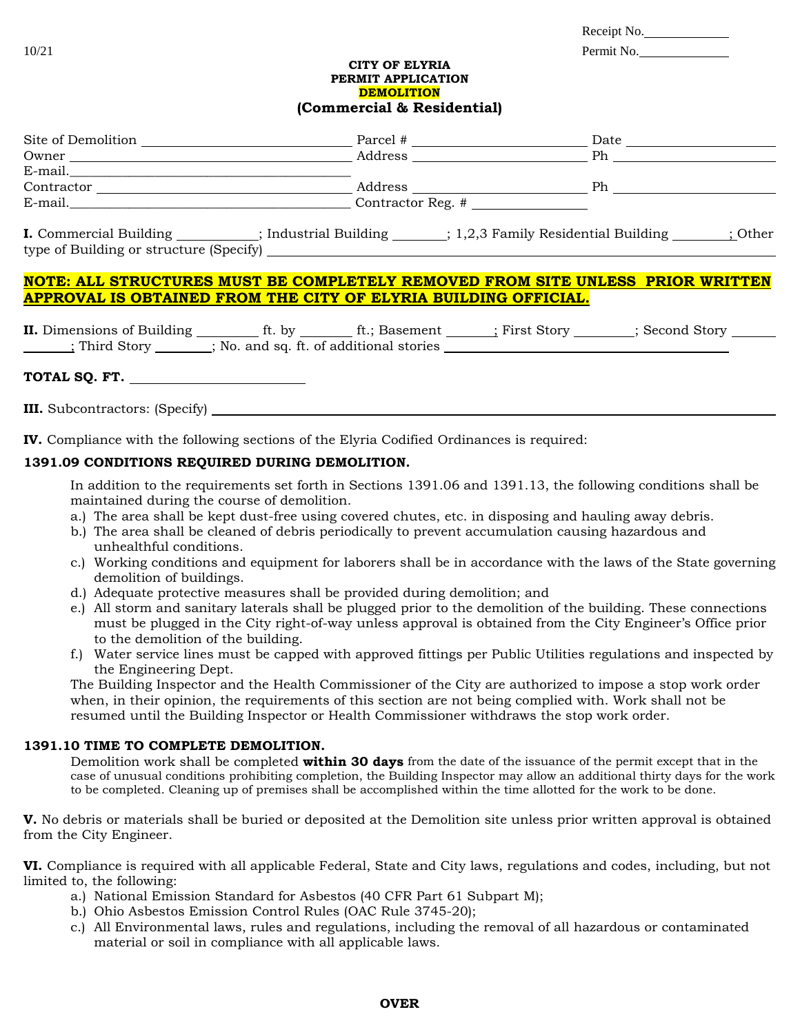10/21

Receipt No.\_\_\_\_\_\_\_\_\_\_\_\_

Permit No.\_\_\_\_\_\_\_\_\_\_\_\_

**CITY OF ELYRIA**
**PERMIT APPLICATION**
**DEMOLITION**
**(Commercial & Residential)**

Site of Demolition \_\_\_\_\_\_\_\_\_\_\_\_\_\_\_\_\_\_\_\_\_\_\_\_ Parcel # \_\_\_\_\_\_\_\_\_\_\_\_\_\_\_\_\_\_\_\_ Date \_\_\_\_\_\_\_\_\_\_\_\_\_\_\_\_\_\_
Owner \_\_\_\_\_\_\_\_\_\_\_\_\_\_\_\_\_\_\_\_\_\_\_\_\_\_\_\_\_\_\_\_ Address \_\_\_\_\_\_\_\_\_\_\_\_\_\_\_\_\_\_\_\_ Ph \_\_\_\_\_\_\_\_\_\_\_\_\_\_\_\_\_\_\_\_
E-mail.\_\_\_\_\_\_\_\_\_\_\_\_\_\_\_\_\_\_\_\_\_\_\_\_\_\_\_\_\_\_\_\_
Contractor \_\_\_\_\_\_\_\_\_\_\_\_\_\_\_\_\_\_\_\_\_\_\_\_\_\_\_\_\_\_ Address \_\_\_\_\_\_\_\_\_\_\_\_\_\_\_\_\_\_\_\_ Ph \_\_\_\_\_\_\_\_\_\_\_\_\_\_\_\_\_\_\_\_
E-mail.\_\_\_\_\_\_\_\_\_\_\_\_\_\_\_\_\_\_\_\_\_\_\_\_\_\_\_\_\_\_\_\_ Contractor Reg. # \_\_\_\_\_\_\_\_\_\_\_\_\_\_

**I.** Commercial Building \_\_\_\_\_\_\_\_; Industrial Building \_\_\_\_\_\_; 1,2,3 Family Residential Building \_\_\_\_\_\_\_; Other type of Building or structure (Specify) \_\_\_\_\_\_\_\_\_\_\_\_\_\_\_\_\_\_\_\_\_\_\_\_\_\_\_\_\_\_\_\_\_\_\_\_\_\_\_\_

**NOTE: ALL STRUCTURES MUST BE COMPLETELY REMOVED FROM SITE UNLESS PRIOR WRITTEN APPROVAL IS OBTAINED FROM THE CITY OF ELYRIA BUILDING OFFICIAL.**

**II.** Dimensions of Building \_\_\_\_\_\_\_ ft. by \_\_\_\_\_\_ ft.; Basement \_\_\_\_\_\_; First Story \_\_\_\_\_\_\_; Second Story \_\_\_\_\_\_\_; Third Story \_\_\_\_\_\_\_; No. and sq. ft. of additional stories \_\_\_\_\_\_\_\_\_\_\_\_\_\_\_\_\_\_\_\_\_\_\_\_\_\_\_\_

**TOTAL SQ. FT.** \_\_\_\_\_\_\_\_\_\_\_\_\_\_\_\_\_\_\_\_

**III.** Subcontractors: (Specify) \_\_\_\_\_\_\_\_\_\_\_\_\_\_\_\_\_\_\_\_\_\_\_\_\_\_\_\_\_\_\_\_\_\_\_\_\_\_\_\_\_\_\_\_\_\_\_\_

**IV.** Compliance with the following sections of the Elyria Codified Ordinances is required:

**1391.09 CONDITIONS REQUIRED DURING DEMOLITION.**

In addition to the requirements set forth in Sections 1391.06 and 1391.13, the following conditions shall be maintained during the course of demolition.

a.) The area shall be kept dust-free using covered chutes, etc. in disposing and hauling away debris.
b.) The area shall be cleaned of debris periodically to prevent accumulation causing hazardous and unhealthful conditions.
c.) Working conditions and equipment for laborers shall be in accordance with the laws of the State governing demolition of buildings.
d.) Adequate protective measures shall be provided during demolition; and
e.) All storm and sanitary laterals shall be plugged prior to the demolition of the building. These connections must be plugged in the City right-of-way unless approval is obtained from the City Engineer's Office prior to the demolition of the building.
f.) Water service lines must be capped with approved fittings per Public Utilities regulations and inspected by the Engineering Dept.

The Building Inspector and the Health Commissioner of the City are authorized to impose a stop work order when, in their opinion, the requirements of this section are not being complied with. Work shall not be resumed until the Building Inspector or Health Commissioner withdraws the stop work order.

**1391.10 TIME TO COMPLETE DEMOLITION.**

Demolition work shall be completed **within 30 days** from the date of the issuance of the permit except that in the case of unusual conditions prohibiting completion, the Building Inspector may allow an additional thirty days for the work to be completed. Cleaning up of premises shall be accomplished within the time allotted for the work to be done.

**V.** No debris or materials shall be buried or deposited at the Demolition site unless prior written approval is obtained from the City Engineer.

**VI.** Compliance is required with all applicable Federal, State and City laws, regulations and codes, including, but not limited to, the following:

a.) National Emission Standard for Asbestos (40 CFR Part 61 Subpart M);
b.) Ohio Asbestos Emission Control Rules (OAC Rule 3745-20);
c.) All Environmental laws, rules and regulations, including the removal of all hazardous or contaminated material or soil in compliance with all applicable laws.

**OVER**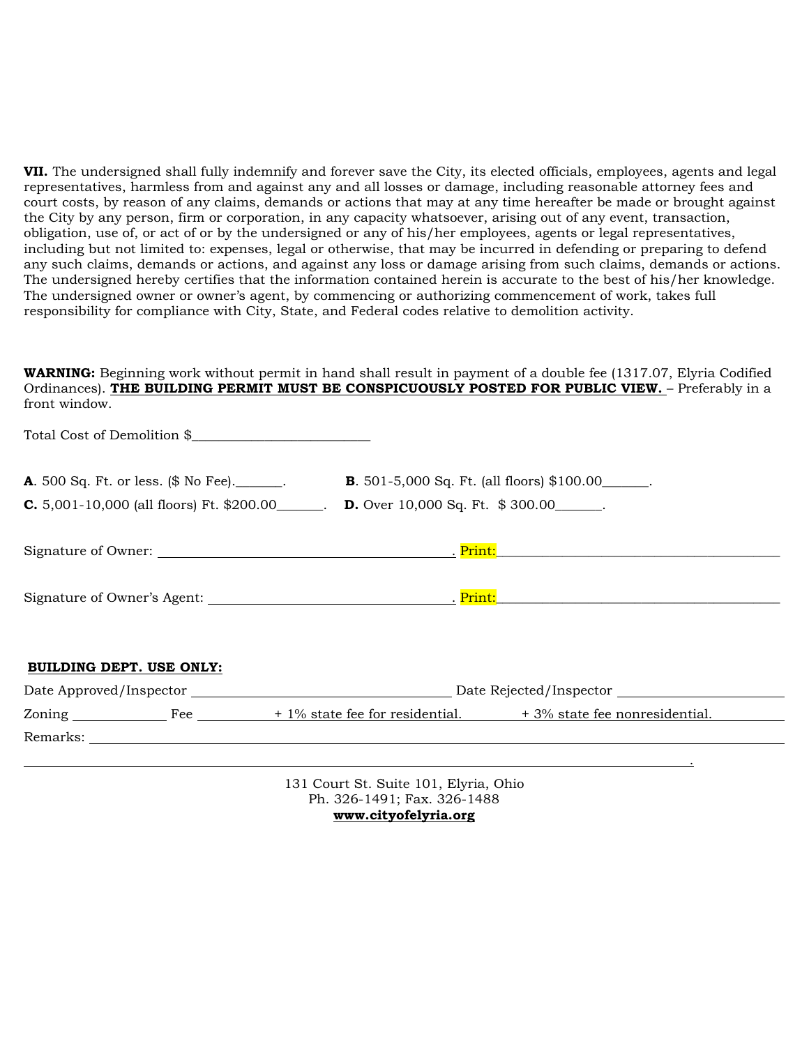**VII.** The undersigned shall fully indemnify and forever save the City, its elected officials, employees, agents and legal representatives, harmless from and against any and all losses or damage, including reasonable attorney fees and court costs, by reason of any claims, demands or actions that may at any time hereafter be made or brought against the City by any person, firm or corporation, in any capacity whatsoever, arising out of any event, transaction, obligation, use of, or act of or by the undersigned or any of his/her employees, agents or legal representatives, including but not limited to: expenses, legal or otherwise, that may be incurred in defending or preparing to defend any such claims, demands or actions, and against any loss or damage arising from such claims, demands or actions. The undersigned hereby certifies that the information contained herein is accurate to the best of his/her knowledge. The undersigned owner or owner's agent, by commencing or authorizing commencement of work, takes full responsibility for compliance with City, State, and Federal codes relative to demolition activity.

**WARNING:** Beginning work without permit in hand shall result in payment of a double fee (1317.07, Elyria Codified Ordinances). **THE BUILDING PERMIT MUST BE CONSPICUOUSLY POSTED FOR PUBLIC VIEW.** – Preferably in a front window.

Total Cost of Demolition $__________________________

**A**. 500 Sq. Ft. or less. ($ No Fee)._______.

**B**. 501-5,000 Sq. Ft. (all floors) $100.00_______.

**C.** 5,001-10,000 (all floors) Ft. $200.00_______.

**D.** Over 10,000 Sq. Ft. $ 300.00_______.

Signature of Owner: ___________________________________________. Print:__________________________________________

Signature of Owner's Agent: ____________________________________. Print:__________________________________________

**BUILDING DEPT. USE ONLY:**

Date Approved/Inspector ______________________________________ Date Rejected/Inspector ________________________

Zoning ______________ Fee ___________ + 1% state fee for residential. + 3% state fee nonresidential.

Remarks: ________________________________________________________________________________________________

______________________________________________________________________________________________________.

131 Court St. Suite 101, Elyria, Ohio
Ph. 326-1491; Fax. 326-1488
**www.cityofelyria.org**